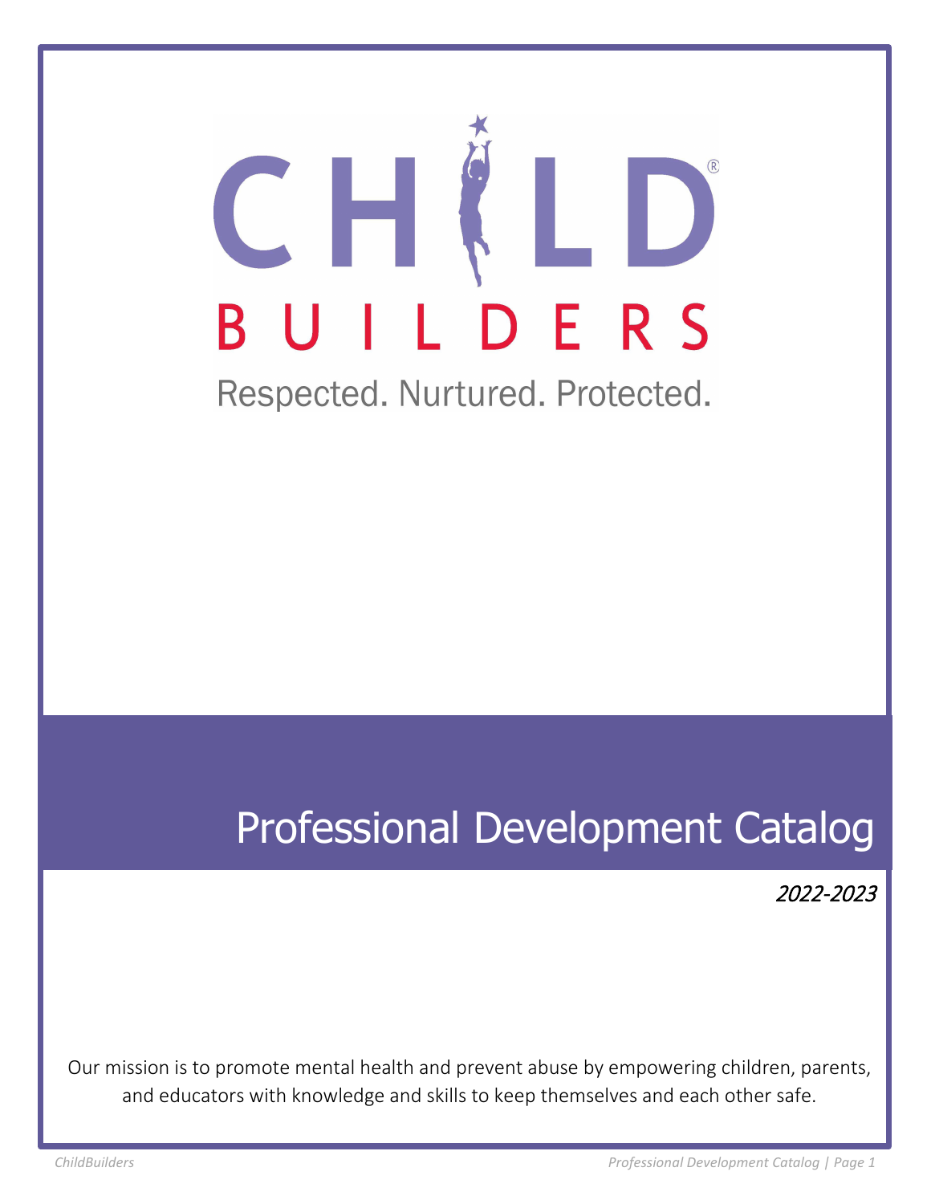# CHILD BUILDERS

Respected. Nurtured. Protected.

# Professional Development Catalog

*2022-2023*

Our mission is to promote mental health and prevent abuse by empowering children, parents, and educators with knowledge and skills to keep themselves and each other safe.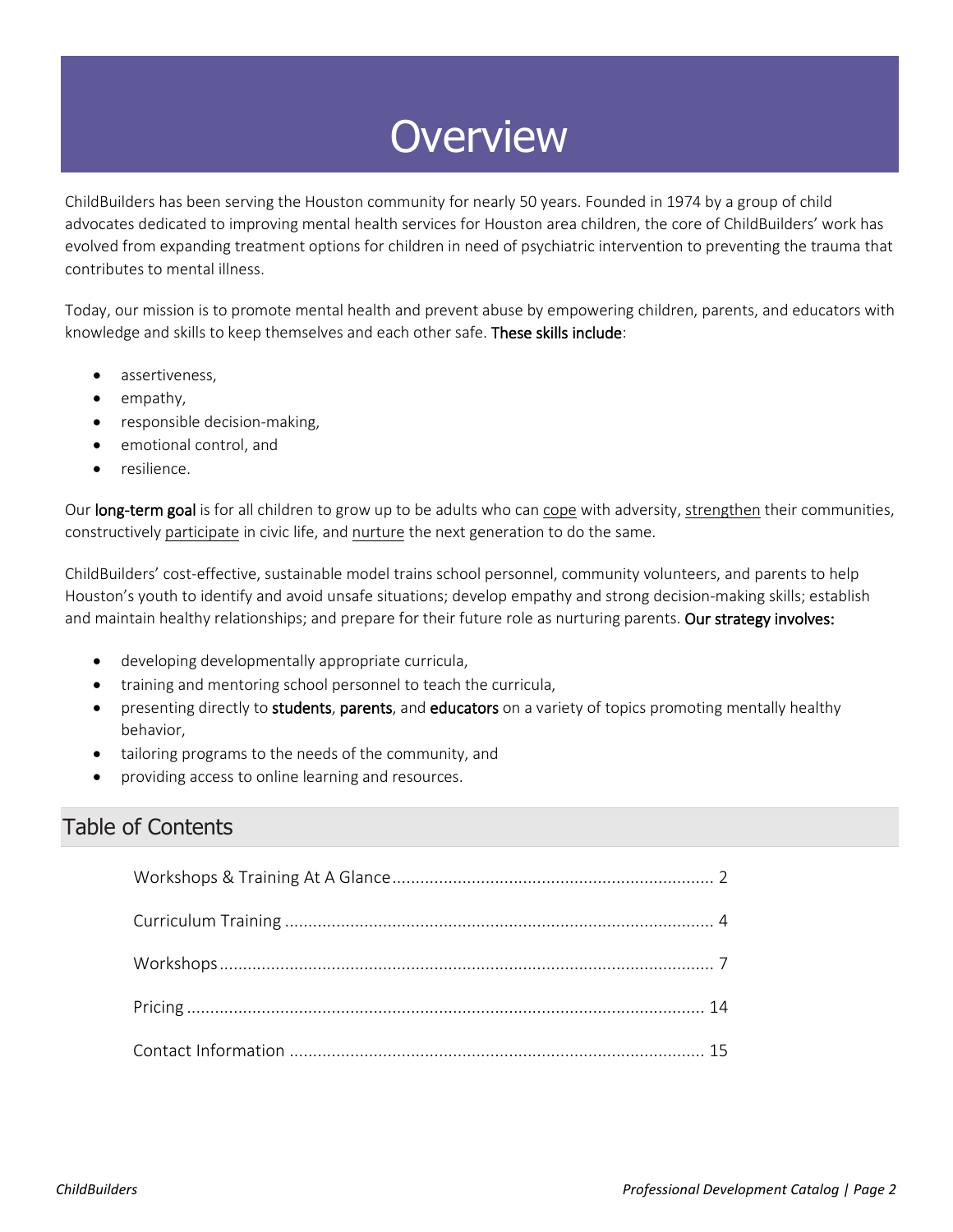# Overview

ChildBuilders has been serving the Houston community for nearly 50 years. Founded in 1974 by a group of child advocates dedicated to improving mental health services for Houston area children, the core of ChildBuilders' work has evolved from expanding treatment options for children in need of psychiatric intervention to preventing the trauma that contributes to mental illness.

Today, our mission is to promote mental health and prevent abuse by empowering children, parents, and educators with knowledge and skills to keep themselves and each other safe. **These skills include**:

- assertiveness,
- empathy,
- responsible decision-making,
- emotional control, and
- resilience.

Our **long-term goal** is for all children to grow up to be adults who can <u>cope</u> with adversity, <u>strengthen</u> their communities, constructively <u>participate</u> in civic life, and <u>nurture</u> the next generation to do the same.

ChildBuilders' cost-effective, sustainable model trains school personnel, community volunteers, and parents to help Houston's youth to identify and avoid unsafe situations; develop empathy and strong decision-making skills; establish and maintain healthy relationships; and prepare for their future role as nurturing parents. **Our strategy involves:**

- developing developmentally appropriate curricula,
- training and mentoring school personnel to teach the curricula,
- presenting directly to **students**, **parents**, and **educators** on a variety of topics promoting mentally healthy behavior,
- tailoring programs to the needs of the community, and
- providing access to online learning and resources.

## Table of Contents

- Workshops & Training At A Glance ........ 2
- Curriculum Training ........ 4
- Workshops ........ 7
- Pricing ........ 14
- Contact Information ........ 15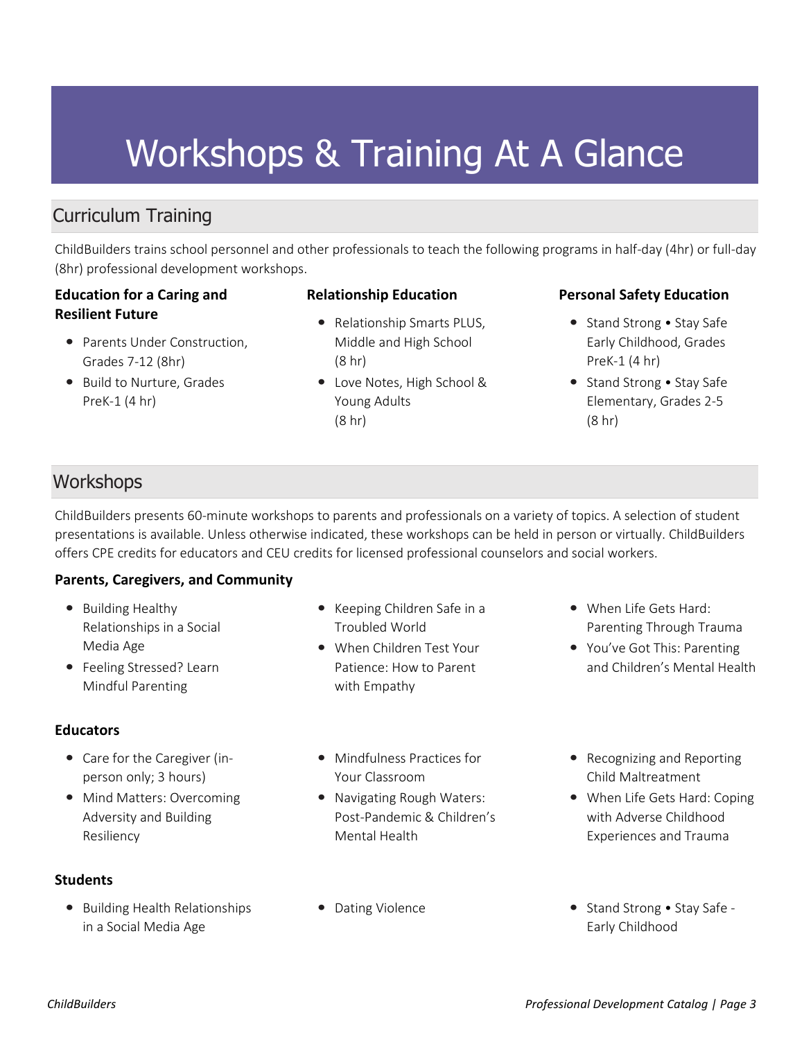# Workshops & Training At A Glance

## Curriculum Training

ChildBuilders trains school personnel and other professionals to teach the following programs in half-day (4hr) or full-day (8hr) professional development workshops.

**Education for a Caring and Resilient Future**

- Parents Under Construction, Grades 7-12 (8hr)
- Build to Nurture, Grades PreK-1 (4 hr)

**Relationship Education**

- Relationship Smarts PLUS, Middle and High School (8 hr)
- Love Notes, High School & Young Adults (8 hr)

**Personal Safety Education**

- Stand Strong • Stay Safe Early Childhood, Grades PreK-1 (4 hr)
- Stand Strong • Stay Safe Elementary, Grades 2-5 (8 hr)

## Workshops

ChildBuilders presents 60-minute workshops to parents and professionals on a variety of topics. A selection of student presentations is available. Unless otherwise indicated, these workshops can be held in person or virtually. ChildBuilders offers CPE credits for educators and CEU credits for licensed professional counselors and social workers.

**Parents, Caregivers, and Community**

- Building Healthy Relationships in a Social Media Age
- Feeling Stressed? Learn Mindful Parenting
- Keeping Children Safe in a Troubled World
- When Children Test Your Patience: How to Parent with Empathy
- When Life Gets Hard: Parenting Through Trauma
- You've Got This: Parenting and Children's Mental Health

**Educators**

- Care for the Caregiver (in-person only; 3 hours)
- Mind Matters: Overcoming Adversity and Building Resiliency
- Mindfulness Practices for Your Classroom
- Navigating Rough Waters: Post-Pandemic & Children's Mental Health
- Recognizing and Reporting Child Maltreatment
- When Life Gets Hard: Coping with Adverse Childhood Experiences and Trauma

**Students**

- Building Health Relationships in a Social Media Age
- Dating Violence
- Stand Strong • Stay Safe - Early Childhood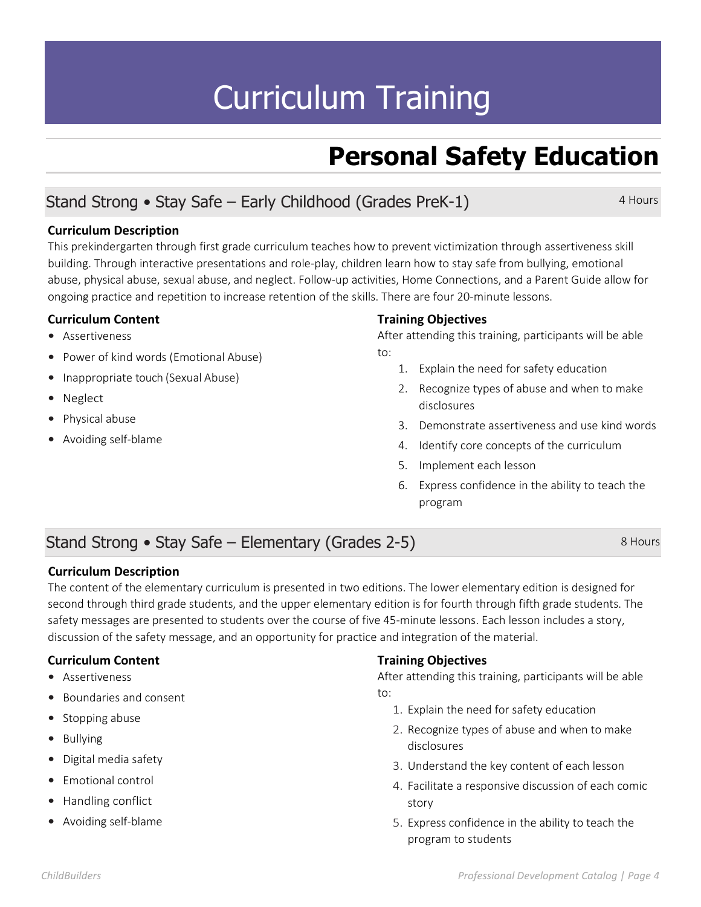# Curriculum Training

## Personal Safety Education

### Stand Strong • Stay Safe – Early Childhood (Grades PreK-1)

4 Hours

**Curriculum Description**

This prekindergarten through first grade curriculum teaches how to prevent victimization through assertiveness skill building. Through interactive presentations and role-play, children learn how to stay safe from bullying, emotional abuse, physical abuse, sexual abuse, and neglect. Follow-up activities, Home Connections, and a Parent Guide allow for ongoing practice and repetition to increase retention of the skills. There are four 20-minute lessons.

**Curriculum Content**

- Assertiveness
- Power of kind words (Emotional Abuse)
- Inappropriate touch (Sexual Abuse)
- Neglect
- Physical abuse
- Avoiding self-blame

**Training Objectives**

After attending this training, participants will be able to:

1. Explain the need for safety education
2. Recognize types of abuse and when to make disclosures
3. Demonstrate assertiveness and use kind words
4. Identify core concepts of the curriculum
5. Implement each lesson
6. Express confidence in the ability to teach the program

### Stand Strong • Stay Safe – Elementary (Grades 2-5)

8 Hours

**Curriculum Description**

The content of the elementary curriculum is presented in two editions. The lower elementary edition is designed for second through third grade students, and the upper elementary edition is for fourth through fifth grade students. The safety messages are presented to students over the course of five 45-minute lessons. Each lesson includes a story, discussion of the safety message, and an opportunity for practice and integration of the material.

**Curriculum Content**

- Assertiveness
- Boundaries and consent
- Stopping abuse
- Bullying
- Digital media safety
- Emotional control
- Handling conflict
- Avoiding self-blame

**Training Objectives**

After attending this training, participants will be able to:

1. Explain the need for safety education
2. Recognize types of abuse and when to make disclosures
3. Understand the key content of each lesson
4. Facilitate a responsive discussion of each comic story
5. Express confidence in the ability to teach the program to students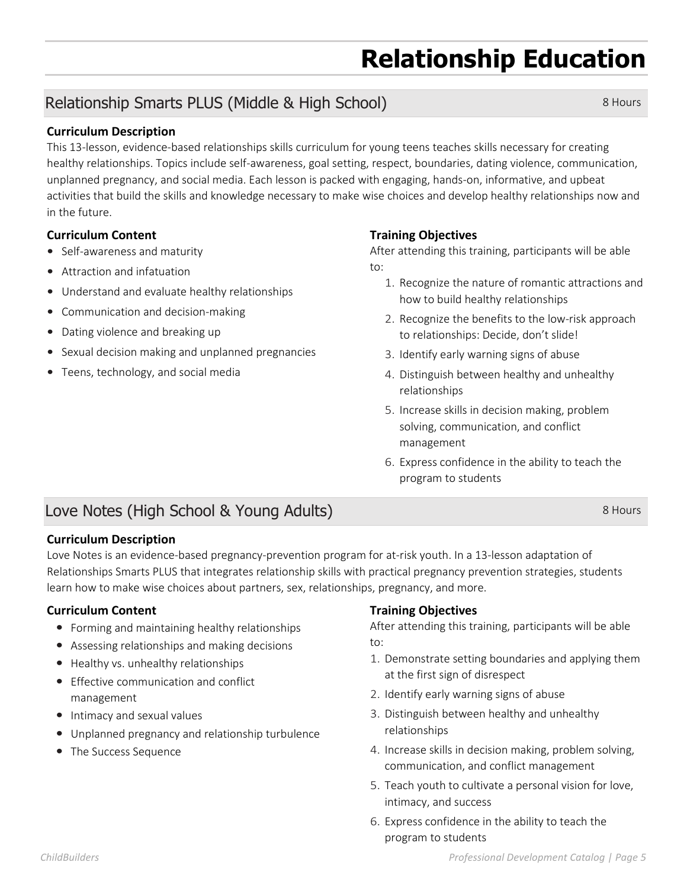# Relationship Education

## Relationship Smarts PLUS (Middle & High School)

8 Hours

**Curriculum Description**

This 13-lesson, evidence-based relationships skills curriculum for young teens teaches skills necessary for creating healthy relationships. Topics include self-awareness, goal setting, respect, boundaries, dating violence, communication, unplanned pregnancy, and social media. Each lesson is packed with engaging, hands-on, informative, and upbeat activities that build the skills and knowledge necessary to make wise choices and develop healthy relationships now and in the future.

**Curriculum Content**

- Self-awareness and maturity
- Attraction and infatuation
- Understand and evaluate healthy relationships
- Communication and decision-making
- Dating violence and breaking up
- Sexual decision making and unplanned pregnancies
- Teens, technology, and social media

**Training Objectives**

After attending this training, participants will be able to:

1. Recognize the nature of romantic attractions and how to build healthy relationships
2. Recognize the benefits to the low-risk approach to relationships: Decide, don't slide!
3. Identify early warning signs of abuse
4. Distinguish between healthy and unhealthy relationships
5. Increase skills in decision making, problem solving, communication, and conflict management
6. Express confidence in the ability to teach the program to students

## Love Notes (High School & Young Adults)

8 Hours

**Curriculum Description**

Love Notes is an evidence-based pregnancy-prevention program for at-risk youth. In a 13-lesson adaptation of Relationships Smarts PLUS that integrates relationship skills with practical pregnancy prevention strategies, students learn how to make wise choices about partners, sex, relationships, pregnancy, and more.

**Curriculum Content**

- Forming and maintaining healthy relationships
- Assessing relationships and making decisions
- Healthy vs. unhealthy relationships
- Effective communication and conflict management
- Intimacy and sexual values
- Unplanned pregnancy and relationship turbulence
- The Success Sequence

**Training Objectives**

After attending this training, participants will be able to:

1. Demonstrate setting boundaries and applying them at the first sign of disrespect
2. Identify early warning signs of abuse
3. Distinguish between healthy and unhealthy relationships
4. Increase skills in decision making, problem solving, communication, and conflict management
5. Teach youth to cultivate a personal vision for love, intimacy, and success
6. Express confidence in the ability to teach the program to students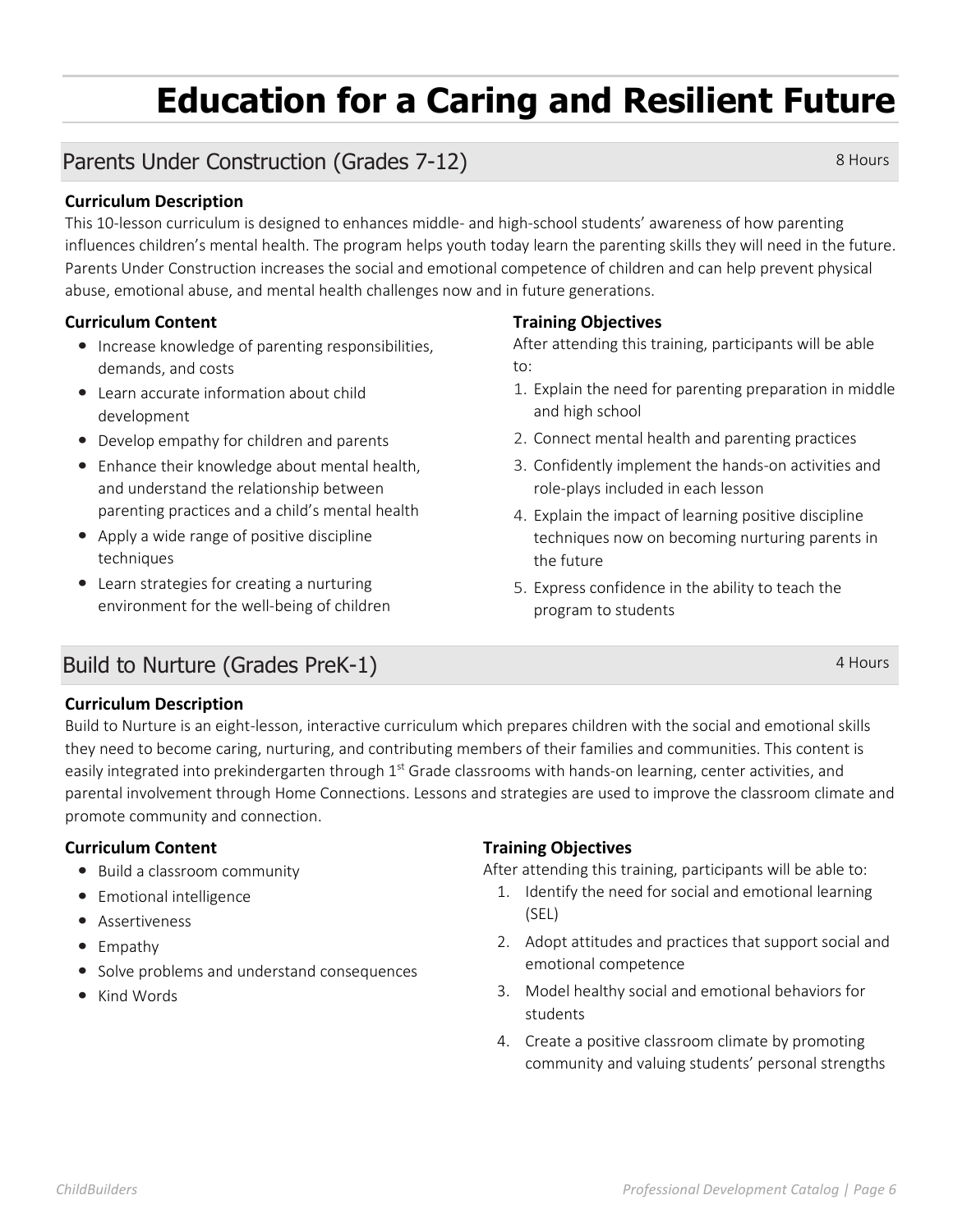# Education for a Caring and Resilient Future

## Parents Under Construction (Grades 7-12)

8 Hours

### Curriculum Description

This 10-lesson curriculum is designed to enhances middle- and high-school students' awareness of how parenting influences children's mental health. The program helps youth today learn the parenting skills they will need in the future. Parents Under Construction increases the social and emotional competence of children and can help prevent physical abuse, emotional abuse, and mental health challenges now and in future generations.

### Curriculum Content

- Increase knowledge of parenting responsibilities, demands, and costs
- Learn accurate information about child development
- Develop empathy for children and parents
- Enhance their knowledge about mental health, and understand the relationship between parenting practices and a child's mental health
- Apply a wide range of positive discipline techniques
- Learn strategies for creating a nurturing environment for the well-being of children

### Training Objectives

After attending this training, participants will be able to:

1. Explain the need for parenting preparation in middle and high school
2. Connect mental health and parenting practices
3. Confidently implement the hands-on activities and role-plays included in each lesson
4. Explain the impact of learning positive discipline techniques now on becoming nurturing parents in the future
5. Express confidence in the ability to teach the program to students

## Build to Nurture (Grades PreK-1)

4 Hours

### Curriculum Description

Build to Nurture is an eight-lesson, interactive curriculum which prepares children with the social and emotional skills they need to become caring, nurturing, and contributing members of their families and communities. This content is easily integrated into prekindergarten through 1st Grade classrooms with hands-on learning, center activities, and parental involvement through Home Connections. Lessons and strategies are used to improve the classroom climate and promote community and connection.

### Curriculum Content

- Build a classroom community
- Emotional intelligence
- Assertiveness
- Empathy
- Solve problems and understand consequences
- Kind Words

### Training Objectives

After attending this training, participants will be able to:

1. Identify the need for social and emotional learning (SEL)
2. Adopt attitudes and practices that support social and emotional competence
3. Model healthy social and emotional behaviors for students
4. Create a positive classroom climate by promoting community and valuing students' personal strengths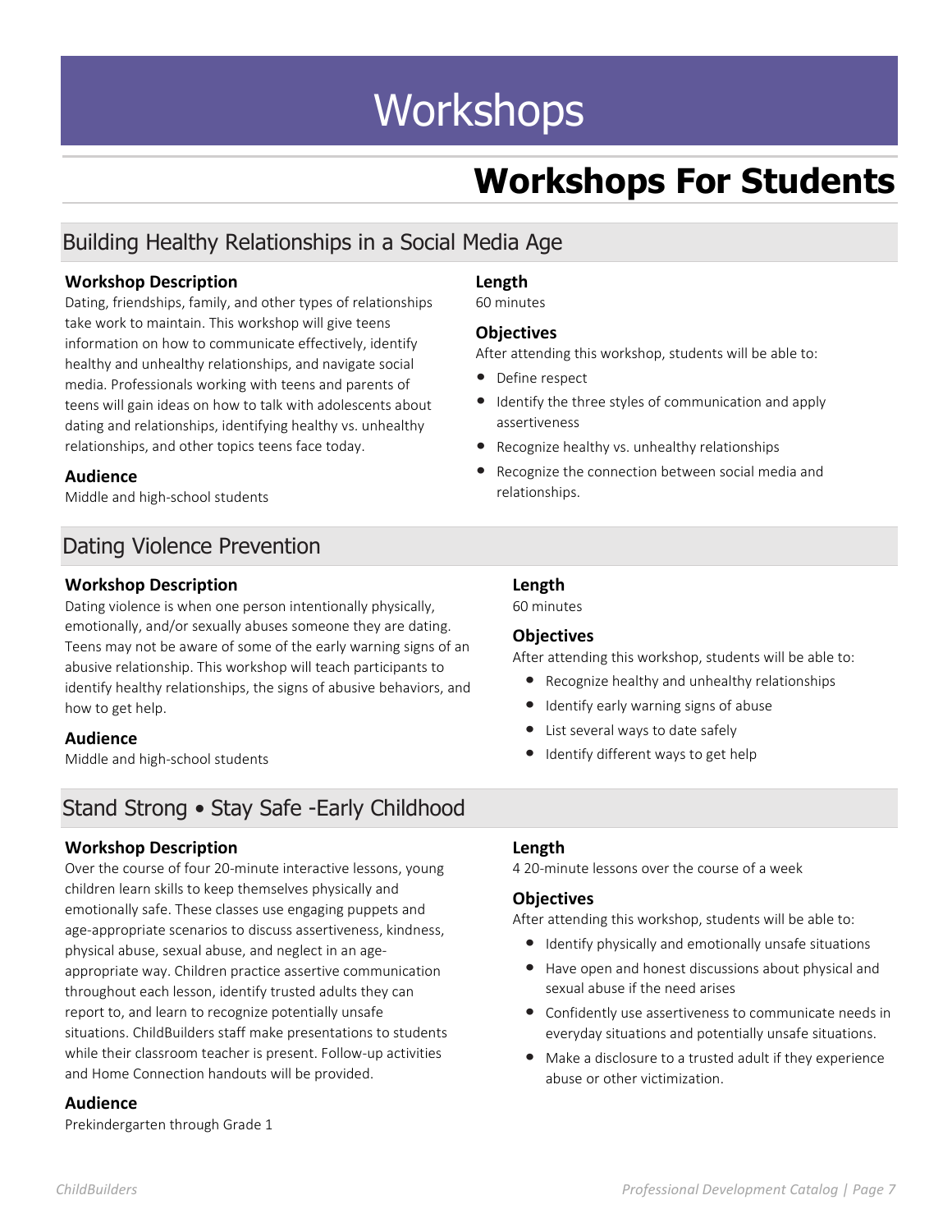# Workshops

## Workshops For Students

### Building Healthy Relationships in a Social Media Age

**Workshop Description**

Dating, friendships, family, and other types of relationships take work to maintain. This workshop will give teens information on how to communicate effectively, identify healthy and unhealthy relationships, and navigate social media. Professionals working with teens and parents of teens will gain ideas on how to talk with adolescents about dating and relationships, identifying healthy vs. unhealthy relationships, and other topics teens face today.

**Audience**

Middle and high-school students

**Length**

60 minutes

**Objectives**

After attending this workshop, students will be able to:

- Define respect
- Identify the three styles of communication and apply assertiveness
- Recognize healthy vs. unhealthy relationships
- Recognize the connection between social media and relationships.

### Dating Violence Prevention

**Workshop Description**

Dating violence is when one person intentionally physically, emotionally, and/or sexually abuses someone they are dating. Teens may not be aware of some of the early warning signs of an abusive relationship. This workshop will teach participants to identify healthy relationships, the signs of abusive behaviors, and how to get help.

**Audience**

Middle and high-school students

**Length**

60 minutes

**Objectives**

After attending this workshop, students will be able to:

- Recognize healthy and unhealthy relationships
- Identify early warning signs of abuse
- List several ways to date safely
- Identify different ways to get help

### Stand Strong • Stay Safe -Early Childhood

**Workshop Description**

Over the course of four 20-minute interactive lessons, young children learn skills to keep themselves physically and emotionally safe. These classes use engaging puppets and age-appropriate scenarios to discuss assertiveness, kindness, physical abuse, sexual abuse, and neglect in an age-appropriate way. Children practice assertive communication throughout each lesson, identify trusted adults they can report to, and learn to recognize potentially unsafe situations. ChildBuilders staff make presentations to students while their classroom teacher is present. Follow-up activities and Home Connection handouts will be provided.

**Audience**

Prekindergarten through Grade 1

**Length**

4 20-minute lessons over the course of a week

**Objectives**

After attending this workshop, students will be able to:

- Identify physically and emotionally unsafe situations
- Have open and honest discussions about physical and sexual abuse if the need arises
- Confidently use assertiveness to communicate needs in everyday situations and potentially unsafe situations.
- Make a disclosure to a trusted adult if they experience abuse or other victimization.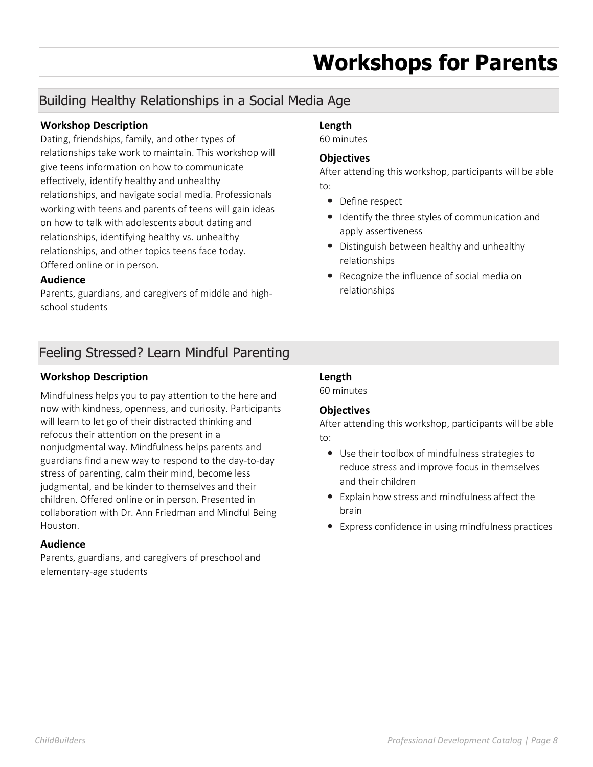# Workshops for Parents

## Building Healthy Relationships in a Social Media Age

### Workshop Description

Dating, friendships, family, and other types of relationships take work to maintain. This workshop will give teens information on how to communicate effectively, identify healthy and unhealthy relationships, and navigate social media. Professionals working with teens and parents of teens will gain ideas on how to talk with adolescents about dating and relationships, identifying healthy vs. unhealthy relationships, and other topics teens face today. Offered online or in person.

### Audience

Parents, guardians, and caregivers of middle and high-school students

### Length

60 minutes

### Objectives

After attending this workshop, participants will be able to:

- Define respect
- Identify the three styles of communication and apply assertiveness
- Distinguish between healthy and unhealthy relationships
- Recognize the influence of social media on relationships

## Feeling Stressed? Learn Mindful Parenting

### Workshop Description

Mindfulness helps you to pay attention to the here and now with kindness, openness, and curiosity. Participants will learn to let go of their distracted thinking and refocus their attention on the present in a nonjudgmental way. Mindfulness helps parents and guardians find a new way to respond to the day-to-day stress of parenting, calm their mind, become less judgmental, and be kinder to themselves and their children. Offered online or in person. Presented in collaboration with Dr. Ann Friedman and Mindful Being Houston.

### Audience

Parents, guardians, and caregivers of preschool and elementary-age students

### Length

60 minutes

### Objectives

After attending this workshop, participants will be able to:

- Use their toolbox of mindfulness strategies to reduce stress and improve focus in themselves and their children
- Explain how stress and mindfulness affect the brain
- Express confidence in using mindfulness practices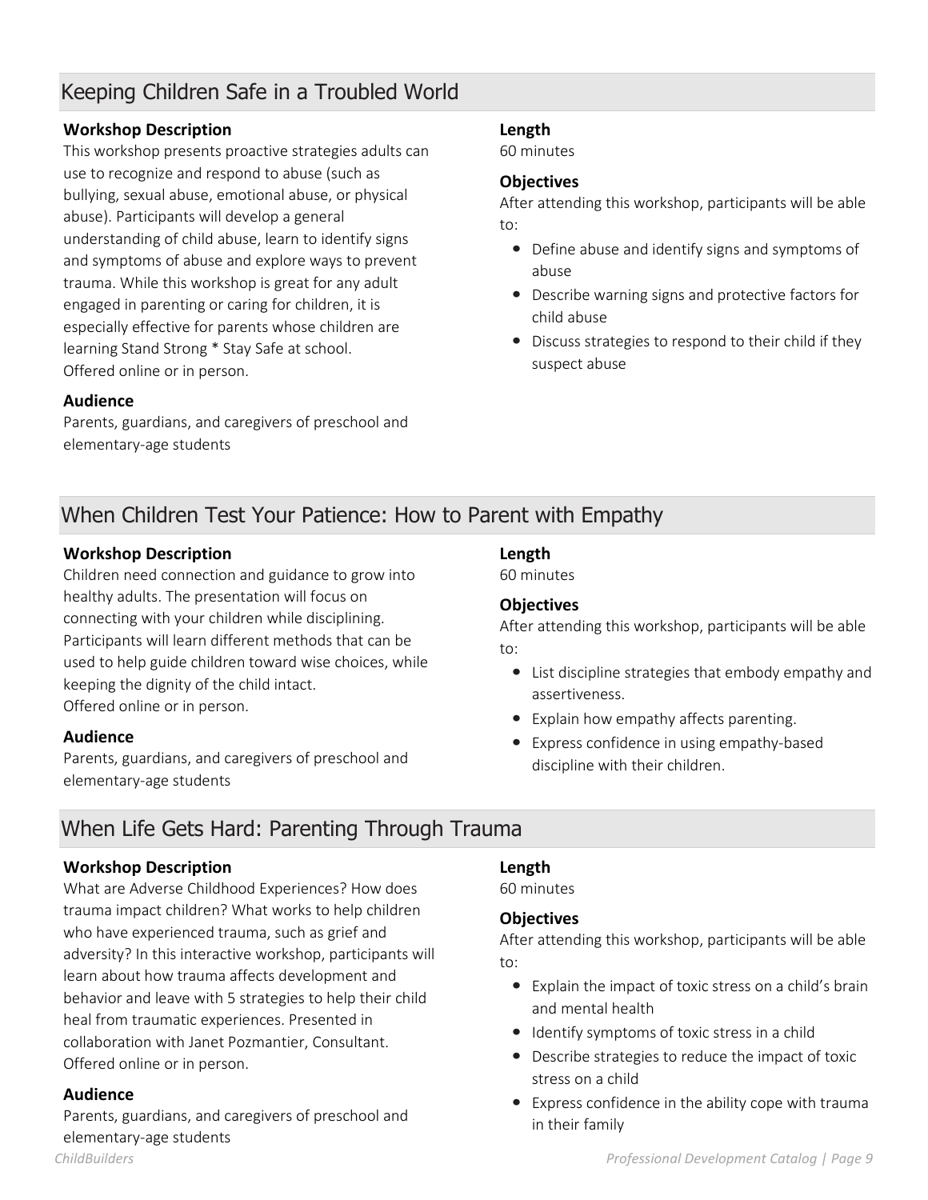## Keeping Children Safe in a Troubled World

**Workshop Description**

This workshop presents proactive strategies adults can use to recognize and respond to abuse (such as bullying, sexual abuse, emotional abuse, or physical abuse). Participants will develop a general understanding of child abuse, learn to identify signs and symptoms of abuse and explore ways to prevent trauma. While this workshop is great for any adult engaged in parenting or caring for children, it is especially effective for parents whose children are learning Stand Strong * Stay Safe at school.
Offered online or in person.

**Audience**

Parents, guardians, and caregivers of preschool and elementary-age students

**Length**

60 minutes

**Objectives**

After attending this workshop, participants will be able to:

- Define abuse and identify signs and symptoms of abuse
- Describe warning signs and protective factors for child abuse
- Discuss strategies to respond to their child if they suspect abuse

## When Children Test Your Patience: How to Parent with Empathy

**Workshop Description**

Children need connection and guidance to grow into healthy adults. The presentation will focus on connecting with your children while disciplining. Participants will learn different methods that can be used to help guide children toward wise choices, while keeping the dignity of the child intact.
Offered online or in person.

**Audience**

Parents, guardians, and caregivers of preschool and elementary-age students

**Length**

60 minutes

**Objectives**

After attending this workshop, participants will be able to:

- List discipline strategies that embody empathy and assertiveness.
- Explain how empathy affects parenting.
- Express confidence in using empathy-based discipline with their children.

## When Life Gets Hard: Parenting Through Trauma

**Workshop Description**

What are Adverse Childhood Experiences? How does trauma impact children? What works to help children who have experienced trauma, such as grief and adversity? In this interactive workshop, participants will learn about how trauma affects development and behavior and leave with 5 strategies to help their child heal from traumatic experiences. Presented in collaboration with Janet Pozmantier, Consultant.
Offered online or in person.

**Audience**

Parents, guardians, and caregivers of preschool and elementary-age students

**Length**

60 minutes

**Objectives**

After attending this workshop, participants will be able to:

- Explain the impact of toxic stress on a child's brain and mental health
- Identify symptoms of toxic stress in a child
- Describe strategies to reduce the impact of toxic stress on a child
- Express confidence in the ability cope with trauma in their family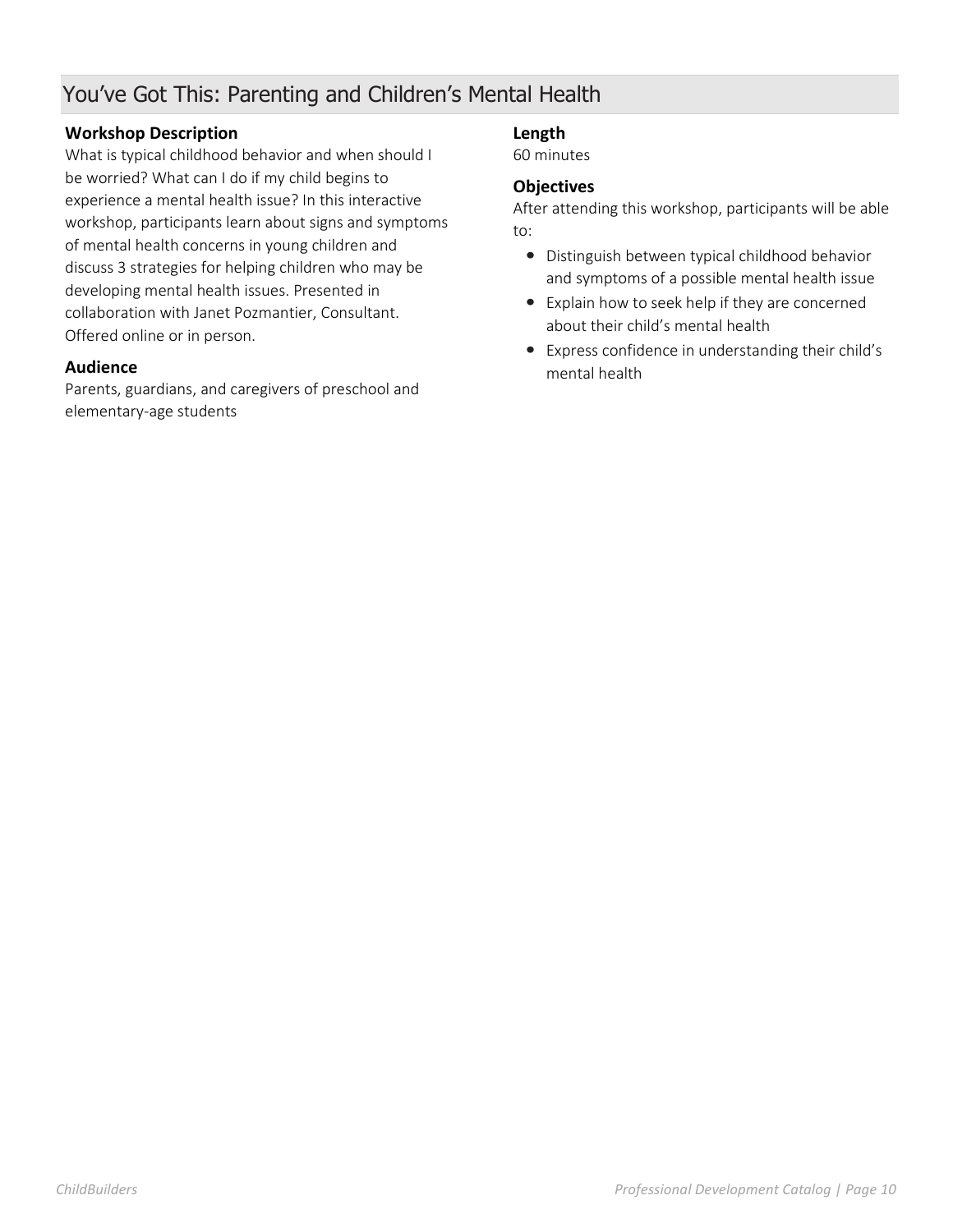## You've Got This: Parenting and Children's Mental Health

### Workshop Description

What is typical childhood behavior and when should I be worried? What can I do if my child begins to experience a mental health issue? In this interactive workshop, participants learn about signs and symptoms of mental health concerns in young children and discuss 3 strategies for helping children who may be developing mental health issues. Presented in collaboration with Janet Pozmantier, Consultant. Offered online or in person.

### Audience

Parents, guardians, and caregivers of preschool and elementary-age students

### Length

60 minutes

### Objectives

After attending this workshop, participants will be able to:

- Distinguish between typical childhood behavior and symptoms of a possible mental health issue
- Explain how to seek help if they are concerned about their child's mental health
- Express confidence in understanding their child's mental health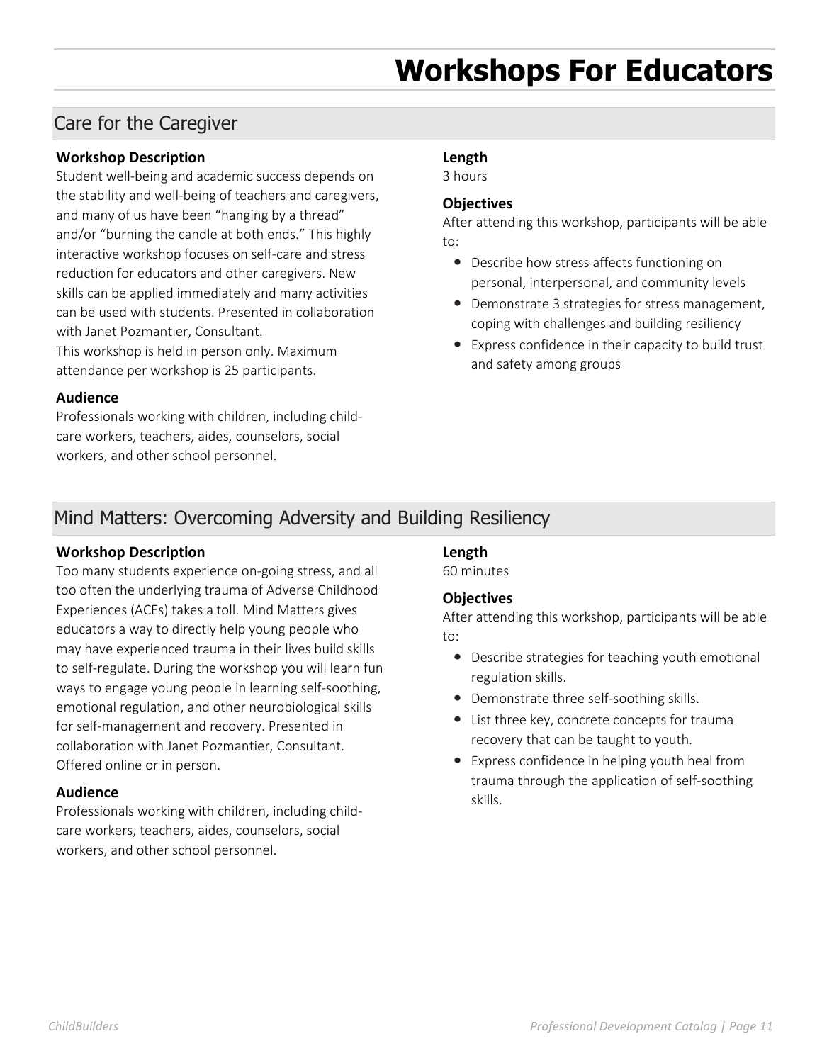# Workshops For Educators

## Care for the Caregiver

### Workshop Description

Student well-being and academic success depends on the stability and well-being of teachers and caregivers, and many of us have been "hanging by a thread" and/or "burning the candle at both ends." This highly interactive workshop focuses on self-care and stress reduction for educators and other caregivers. New skills can be applied immediately and many activities can be used with students. Presented in collaboration with Janet Pozmantier, Consultant.
This workshop is held in person only. Maximum attendance per workshop is 25 participants.

### Audience

Professionals working with children, including child-care workers, teachers, aides, counselors, social workers, and other school personnel.

### Length

3 hours

### Objectives

After attending this workshop, participants will be able to:

- Describe how stress affects functioning on personal, interpersonal, and community levels
- Demonstrate 3 strategies for stress management, coping with challenges and building resiliency
- Express confidence in their capacity to build trust and safety among groups

## Mind Matters: Overcoming Adversity and Building Resiliency

### Workshop Description

Too many students experience on-going stress, and all too often the underlying trauma of Adverse Childhood Experiences (ACEs) takes a toll. Mind Matters gives educators a way to directly help young people who may have experienced trauma in their lives build skills to self-regulate. During the workshop you will learn fun ways to engage young people in learning self-soothing, emotional regulation, and other neurobiological skills for self-management and recovery. Presented in collaboration with Janet Pozmantier, Consultant.
Offered online or in person.

### Audience

Professionals working with children, including child-care workers, teachers, aides, counselors, social workers, and other school personnel.

### Length

60 minutes

### Objectives

After attending this workshop, participants will be able to:

- Describe strategies for teaching youth emotional regulation skills.
- Demonstrate three self-soothing skills.
- List three key, concrete concepts for trauma recovery that can be taught to youth.
- Express confidence in helping youth heal from trauma through the application of self-soothing skills.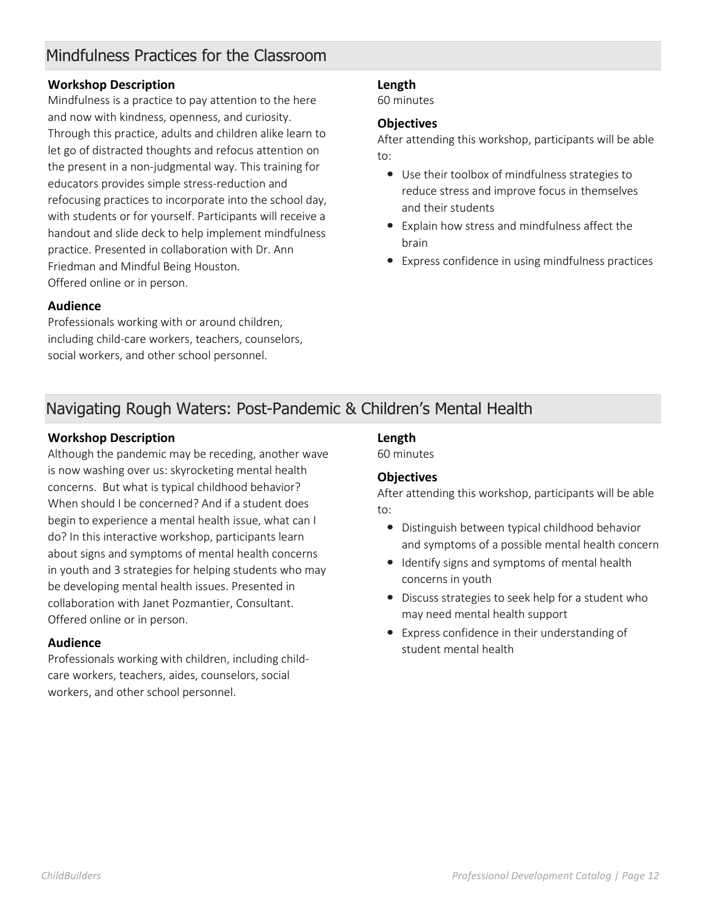## Mindfulness Practices for the Classroom

### Workshop Description

Mindfulness is a practice to pay attention to the here and now with kindness, openness, and curiosity. Through this practice, adults and children alike learn to let go of distracted thoughts and refocus attention on the present in a non-judgmental way. This training for educators provides simple stress-reduction and refocusing practices to incorporate into the school day, with students or for yourself. Participants will receive a handout and slide deck to help implement mindfulness practice. Presented in collaboration with Dr. Ann Friedman and Mindful Being Houston.
Offered online or in person.

### Audience

Professionals working with or around children, including child-care workers, teachers, counselors, social workers, and other school personnel.

### Length

60 minutes

### Objectives

After attending this workshop, participants will be able to:

- Use their toolbox of mindfulness strategies to reduce stress and improve focus in themselves and their students
- Explain how stress and mindfulness affect the brain
- Express confidence in using mindfulness practices

## Navigating Rough Waters: Post-Pandemic & Children's Mental Health

### Workshop Description

Although the pandemic may be receding, another wave is now washing over us: skyrocketing mental health concerns. But what is typical childhood behavior? When should I be concerned? And if a student does begin to experience a mental health issue, what can I do? In this interactive workshop, participants learn about signs and symptoms of mental health concerns in youth and 3 strategies for helping students who may be developing mental health issues. Presented in collaboration with Janet Pozmantier, Consultant.
Offered online or in person.

### Audience

Professionals working with children, including child-care workers, teachers, aides, counselors, social workers, and other school personnel.

### Length

60 minutes

### Objectives

After attending this workshop, participants will be able to:

- Distinguish between typical childhood behavior and symptoms of a possible mental health concern
- Identify signs and symptoms of mental health concerns in youth
- Discuss strategies to seek help for a student who may need mental health support
- Express confidence in their understanding of student mental health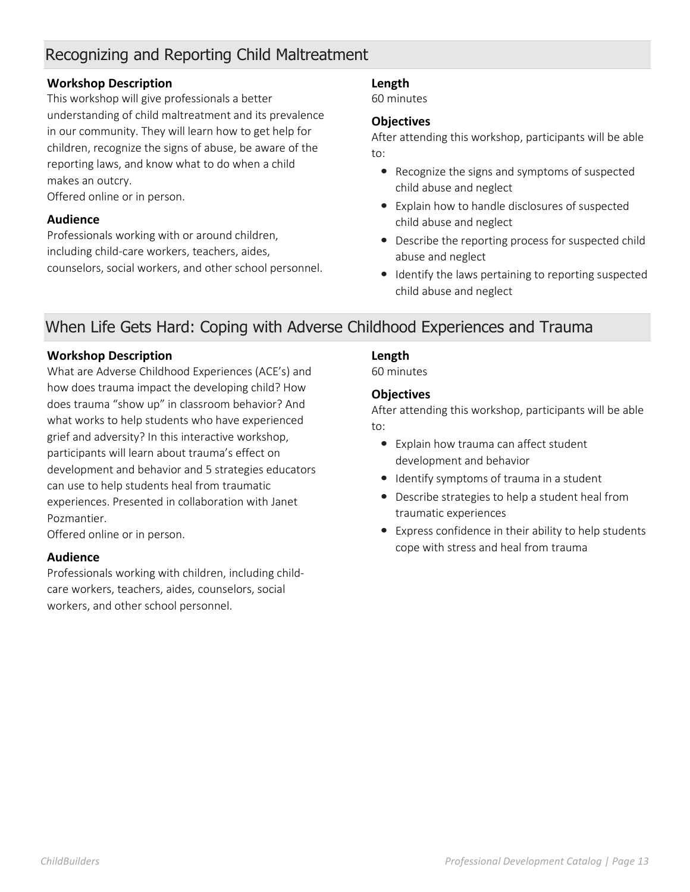## Recognizing and Reporting Child Maltreatment

### Workshop Description

This workshop will give professionals a better understanding of child maltreatment and its prevalence in our community. They will learn how to get help for children, recognize the signs of abuse, be aware of the reporting laws, and know what to do when a child makes an outcry.
Offered online or in person.

### Audience

Professionals working with or around children, including child-care workers, teachers, aides, counselors, social workers, and other school personnel.

### Length

60 minutes

### Objectives

After attending this workshop, participants will be able to:

- Recognize the signs and symptoms of suspected child abuse and neglect
- Explain how to handle disclosures of suspected child abuse and neglect
- Describe the reporting process for suspected child abuse and neglect
- Identify the laws pertaining to reporting suspected child abuse and neglect

## When Life Gets Hard: Coping with Adverse Childhood Experiences and Trauma

### Workshop Description

What are Adverse Childhood Experiences (ACE's) and how does trauma impact the developing child? How does trauma "show up" in classroom behavior? And what works to help students who have experienced grief and adversity? In this interactive workshop, participants will learn about trauma's effect on development and behavior and 5 strategies educators can use to help students heal from traumatic experiences. Presented in collaboration with Janet Pozmantier.
Offered online or in person.

### Audience

Professionals working with children, including child-care workers, teachers, aides, counselors, social workers, and other school personnel.

### Length

60 minutes

### Objectives

After attending this workshop, participants will be able to:

- Explain how trauma can affect student development and behavior
- Identify symptoms of trauma in a student
- Describe strategies to help a student heal from traumatic experiences
- Express confidence in their ability to help students cope with stress and heal from trauma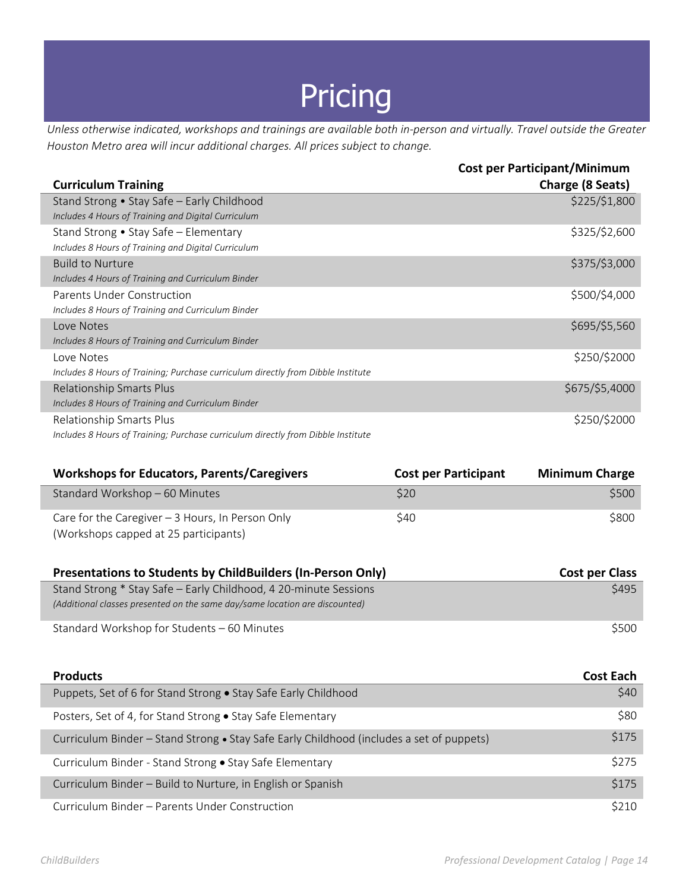# Pricing

*Unless otherwise indicated, workshops and trainings are available both in-person and virtually. Travel outside the Greater Houston Metro area will incur additional charges. All prices subject to change.*

| Curriculum Training | Cost per Participant/Minimum Charge (8 Seats) |
|---|---|
| Stand Strong • Stay Safe – Early Childhood<br>*Includes 4 Hours of Training and Digital Curriculum* | $225/$1,800 |
| Stand Strong • Stay Safe – Elementary<br>*Includes 8 Hours of Training and Digital Curriculum* | $325/$2,600 |
| Build to Nurture<br>*Includes 4 Hours of Training and Curriculum Binder* | $375/$3,000 |
| Parents Under Construction<br>*Includes 8 Hours of Training and Curriculum Binder* | $500/$4,000 |
| Love Notes<br>*Includes 8 Hours of Training and Curriculum Binder* | $695/$5,560 |
| Love Notes<br>*Includes 8 Hours of Training; Purchase curriculum directly from Dibble Institute* | $250/$2000 |
| Relationship Smarts Plus<br>*Includes 8 Hours of Training and Curriculum Binder* | $675/$5,4000 |
| Relationship Smarts Plus<br>*Includes 8 Hours of Training; Purchase curriculum directly from Dibble Institute* | $250/$2000 |

| Workshops for Educators, Parents/Caregivers | Cost per Participant | Minimum Charge |
|---|---|---|
| Standard Workshop – 60 Minutes | $20 | $500 |
| Care for the Caregiver – 3 Hours, In Person Only<br>(Workshops capped at 25 participants) | $40 | $800 |

| Presentations to Students by ChildBuilders (In-Person Only) | Cost per Class |
|---|---|
| Stand Strong * Stay Safe – Early Childhood, 4 20-minute Sessions<br>*(Additional classes presented on the same day/same location are discounted)* | $495 |
| Standard Workshop for Students – 60 Minutes | $500 |

| Products | Cost Each |
|---|---|
| Puppets, Set of 6 for Stand Strong • Stay Safe Early Childhood | $40 |
| Posters, Set of 4, for Stand Strong • Stay Safe Elementary | $80 |
| Curriculum Binder – Stand Strong • Stay Safe Early Childhood (includes a set of puppets) | $175 |
| Curriculum Binder - Stand Strong • Stay Safe Elementary | $275 |
| Curriculum Binder – Build to Nurture, in English or Spanish | $175 |
| Curriculum Binder – Parents Under Construction | $210 |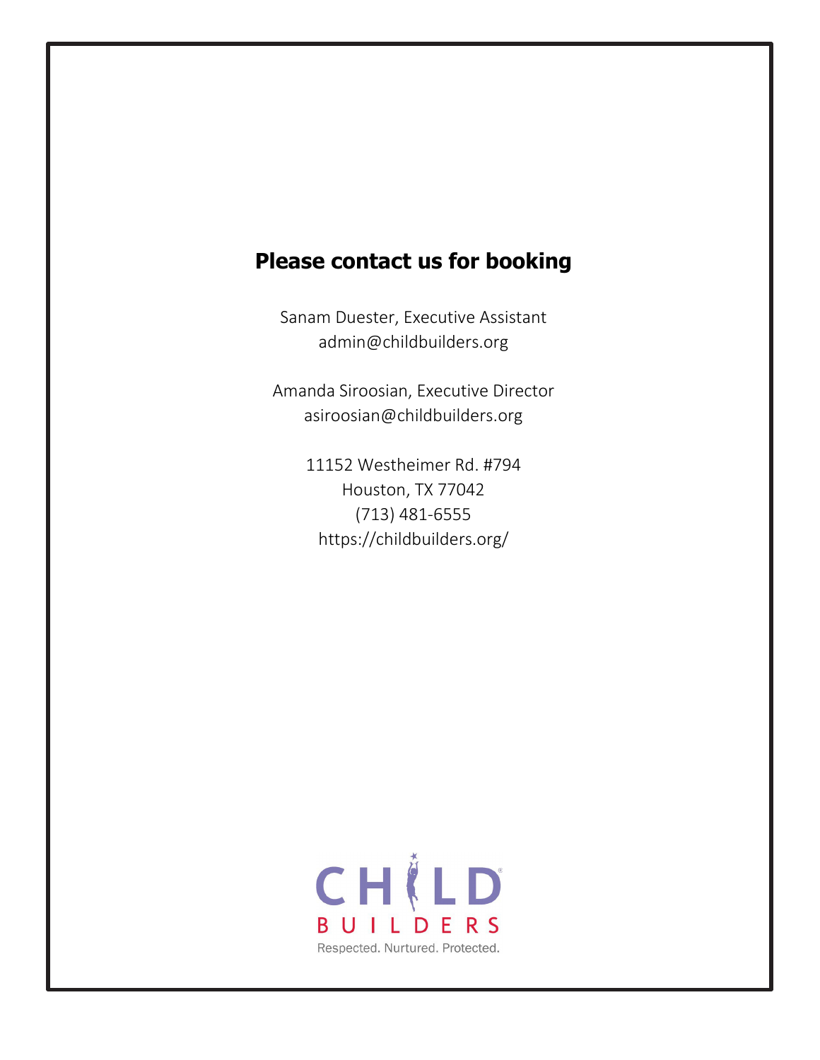## Please contact us for booking

Sanam Duester, Executive Assistant
admin@childbuilders.org

Amanda Siroosian, Executive Director
asiroosian@childbuilders.org

11152 Westheimer Rd. #794
Houston, TX 77042
(713) 481-6555
https://childbuilders.org/

CHILD BUILDERS
Respected. Nurtured. Protected.